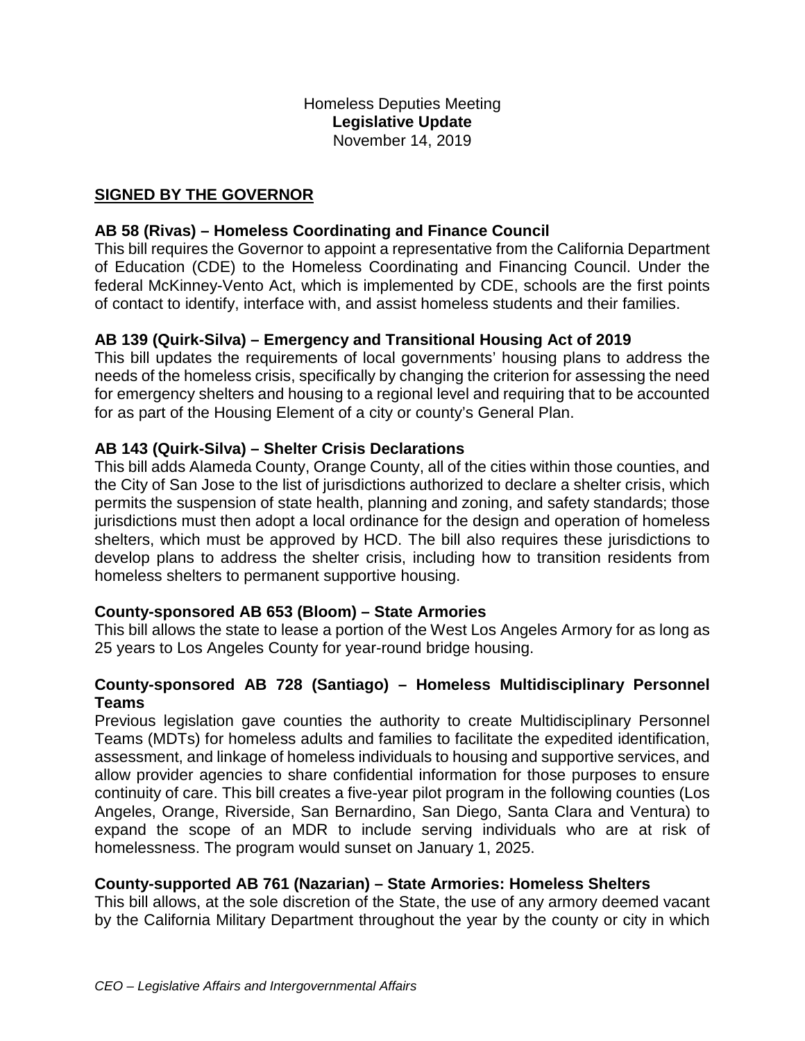Homeless Deputies Meeting
**Legislative Update**
November 14, 2019

## SIGNED BY THE GOVERNOR

**AB 58 (Rivas) – Homeless Coordinating and Finance Council**
This bill requires the Governor to appoint a representative from the California Department of Education (CDE) to the Homeless Coordinating and Financing Council. Under the federal McKinney-Vento Act, which is implemented by CDE, schools are the first points of contact to identify, interface with, and assist homeless students and their families.

**AB 139 (Quirk-Silva) – Emergency and Transitional Housing Act of 2019**
This bill updates the requirements of local governments' housing plans to address the needs of the homeless crisis, specifically by changing the criterion for assessing the need for emergency shelters and housing to a regional level and requiring that to be accounted for as part of the Housing Element of a city or county's General Plan.

**AB 143 (Quirk-Silva) – Shelter Crisis Declarations**
This bill adds Alameda County, Orange County, all of the cities within those counties, and the City of San Jose to the list of jurisdictions authorized to declare a shelter crisis, which permits the suspension of state health, planning and zoning, and safety standards; those jurisdictions must then adopt a local ordinance for the design and operation of homeless shelters, which must be approved by HCD. The bill also requires these jurisdictions to develop plans to address the shelter crisis, including how to transition residents from homeless shelters to permanent supportive housing.

**County-sponsored AB 653 (Bloom) – State Armories**
This bill allows the state to lease a portion of the West Los Angeles Armory for as long as 25 years to Los Angeles County for year-round bridge housing.

**County-sponsored AB 728 (Santiago) – Homeless Multidisciplinary Personnel Teams**
Previous legislation gave counties the authority to create Multidisciplinary Personnel Teams (MDTs) for homeless adults and families to facilitate the expedited identification, assessment, and linkage of homeless individuals to housing and supportive services, and allow provider agencies to share confidential information for those purposes to ensure continuity of care. This bill creates a five-year pilot program in the following counties (Los Angeles, Orange, Riverside, San Bernardino, San Diego, Santa Clara and Ventura) to expand the scope of an MDR to include serving individuals who are at risk of homelessness. The program would sunset on January 1, 2025.

**County-supported AB 761 (Nazarian) – State Armories: Homeless Shelters**
This bill allows, at the sole discretion of the State, the use of any armory deemed vacant by the California Military Department throughout the year by the county or city in which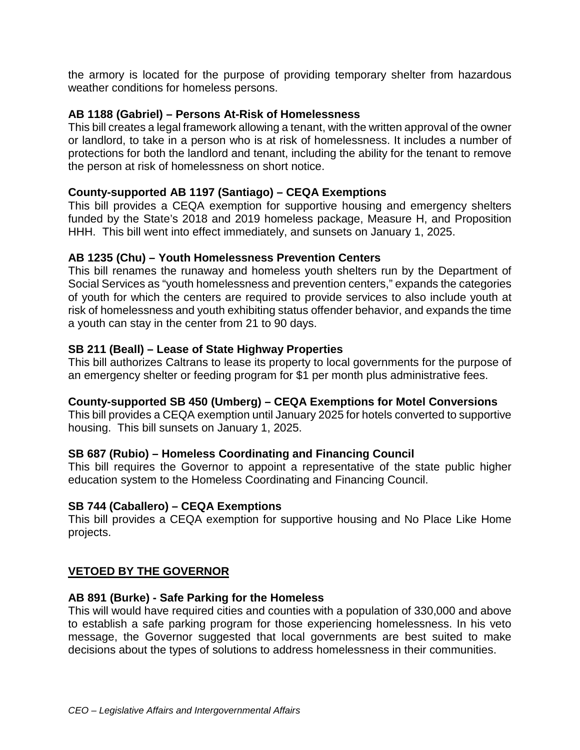the armory is located for the purpose of providing temporary shelter from hazardous weather conditions for homeless persons.

**AB 1188 (Gabriel) – Persons At-Risk of Homelessness**
This bill creates a legal framework allowing a tenant, with the written approval of the owner or landlord, to take in a person who is at risk of homelessness. It includes a number of protections for both the landlord and tenant, including the ability for the tenant to remove the person at risk of homelessness on short notice.

**County-supported AB 1197 (Santiago) – CEQA Exemptions**
This bill provides a CEQA exemption for supportive housing and emergency shelters funded by the State's 2018 and 2019 homeless package, Measure H, and Proposition HHH. This bill went into effect immediately, and sunsets on January 1, 2025.

**AB 1235 (Chu) – Youth Homelessness Prevention Centers**
This bill renames the runaway and homeless youth shelters run by the Department of Social Services as "youth homelessness and prevention centers," expands the categories of youth for which the centers are required to provide services to also include youth at risk of homelessness and youth exhibiting status offender behavior, and expands the time a youth can stay in the center from 21 to 90 days.

**SB 211 (Beall) – Lease of State Highway Properties**
This bill authorizes Caltrans to lease its property to local governments for the purpose of an emergency shelter or feeding program for $1 per month plus administrative fees.

**County-supported SB 450 (Umberg) – CEQA Exemptions for Motel Conversions**
This bill provides a CEQA exemption until January 2025 for hotels converted to supportive housing. This bill sunsets on January 1, 2025.

**SB 687 (Rubio) – Homeless Coordinating and Financing Council**
This bill requires the Governor to appoint a representative of the state public higher education system to the Homeless Coordinating and Financing Council.

**SB 744 (Caballero) – CEQA Exemptions**
This bill provides a CEQA exemption for supportive housing and No Place Like Home projects.

**<u>VETOED BY THE GOVERNOR</u>**

**AB 891 (Burke) - Safe Parking for the Homeless**
This will would have required cities and counties with a population of 330,000 and above to establish a safe parking program for those experiencing homelessness. In his veto message, the Governor suggested that local governments are best suited to make decisions about the types of solutions to address homelessness in their communities.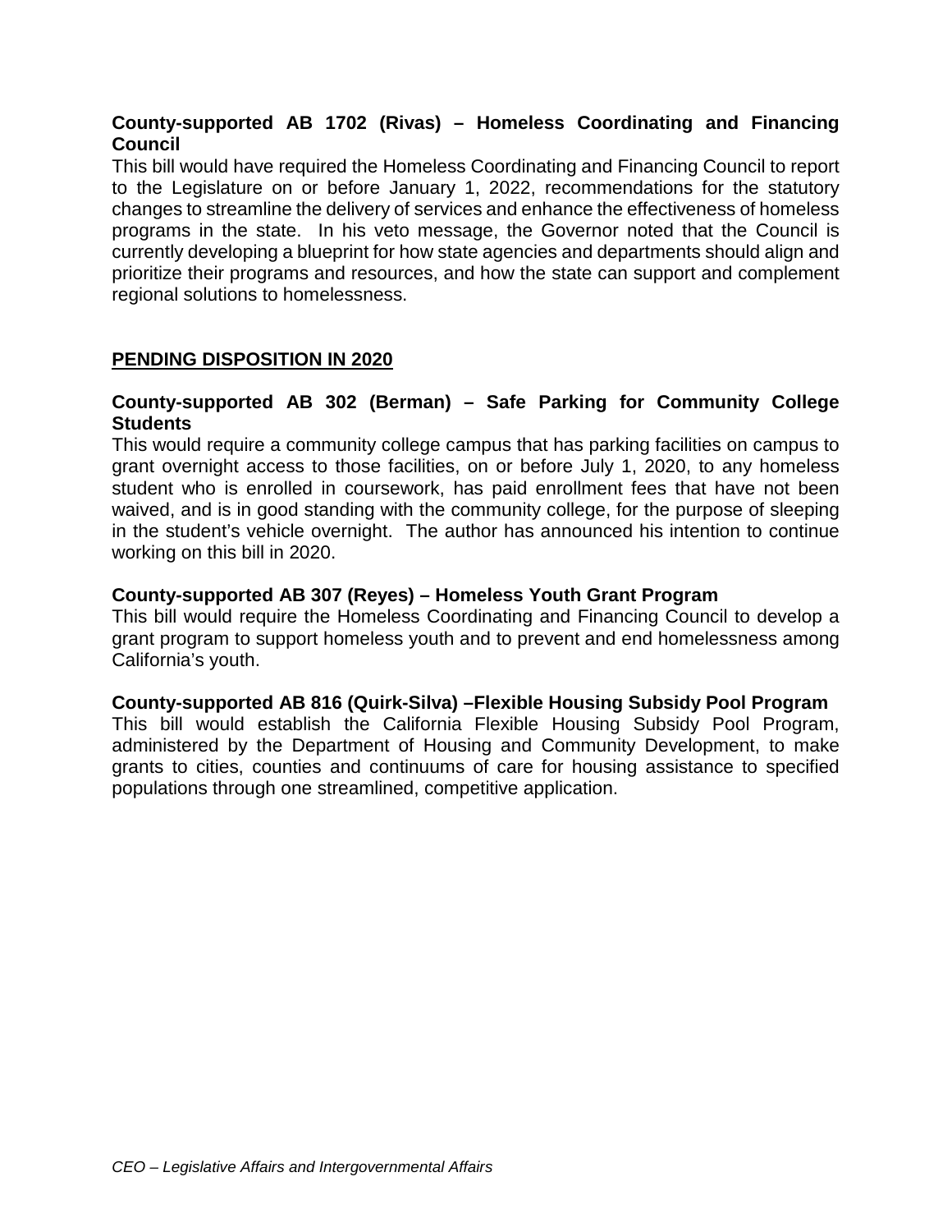**County-supported AB 1702 (Rivas) – Homeless Coordinating and Financing Council**

This bill would have required the Homeless Coordinating and Financing Council to report to the Legislature on or before January 1, 2022, recommendations for the statutory changes to streamline the delivery of services and enhance the effectiveness of homeless programs in the state. In his veto message, the Governor noted that the Council is currently developing a blueprint for how state agencies and departments should align and prioritize their programs and resources, and how the state can support and complement regional solutions to homelessness.

## PENDING DISPOSITION IN 2020

**County-supported AB 302 (Berman) – Safe Parking for Community College Students**

This would require a community college campus that has parking facilities on campus to grant overnight access to those facilities, on or before July 1, 2020, to any homeless student who is enrolled in coursework, has paid enrollment fees that have not been waived, and is in good standing with the community college, for the purpose of sleeping in the student's vehicle overnight. The author has announced his intention to continue working on this bill in 2020.

**County-supported AB 307 (Reyes) – Homeless Youth Grant Program**

This bill would require the Homeless Coordinating and Financing Council to develop a grant program to support homeless youth and to prevent and end homelessness among California's youth.

**County-supported AB 816 (Quirk-Silva) –Flexible Housing Subsidy Pool Program**

This bill would establish the California Flexible Housing Subsidy Pool Program, administered by the Department of Housing and Community Development, to make grants to cities, counties and continuums of care for housing assistance to specified populations through one streamlined, competitive application.